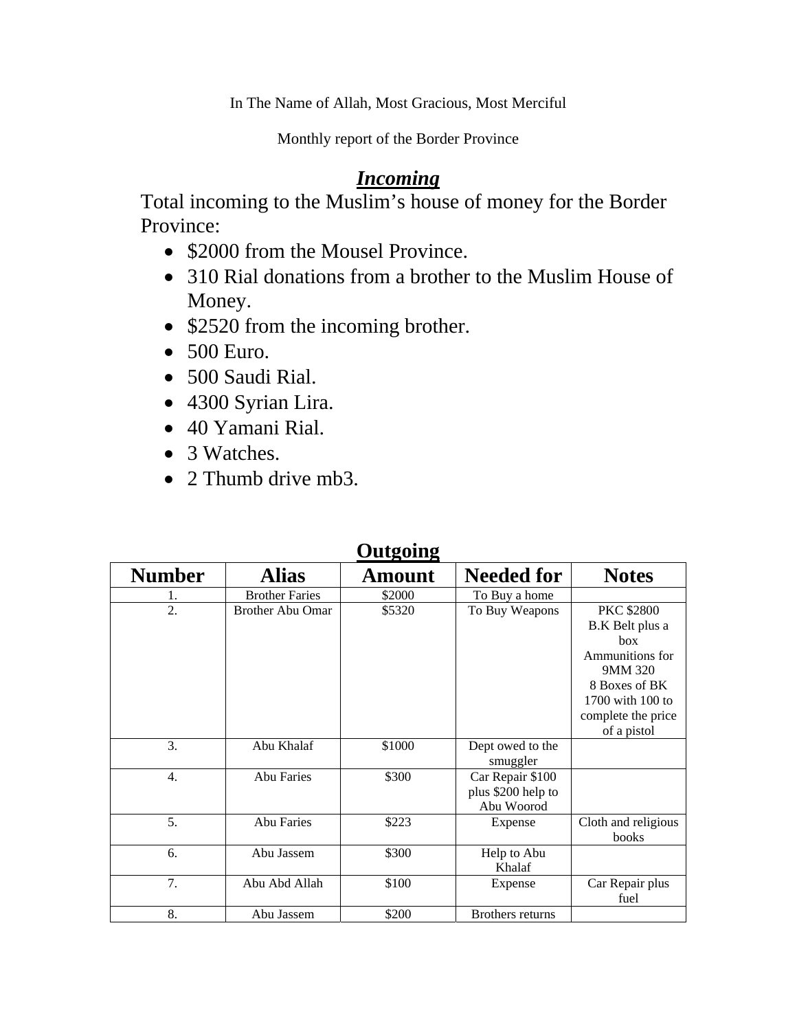In The Name of Allah, Most Gracious, Most Merciful

Monthly report of the Border Province

## ***Incoming***

Total incoming to the Muslim's house of money for the Border Province:

- $2000 from the Mousel Province.
- 310 Rial donations from a brother to the Muslim House of Money.
- $2520 from the incoming brother.
- 500 Euro.
- 500 Saudi Rial.
- 4300 Syrian Lira.
- 40 Yamani Rial.
- 3 Watches.
- 2 Thumb drive mb3.

## **Outgoing**

| Number | Alias | Amount | Needed for | Notes |
|---|---|---|---|---|
| 1. | Brother Faries | $2000 | To Buy a home | |
| 2. | Brother Abu Omar | $5320 | To Buy Weapons | PKC $2800 B.K Belt plus a box Ammunitions for 9MM 320 8 Boxes of BK 1700 with 100 to complete the price of a pistol |
| 3. | Abu Khalaf | $1000 | Dept owed to the smuggler | |
| 4. | Abu Faries | $300 | Car Repair $100 plus $200 help to Abu Woorod | |
| 5. | Abu Faries | $223 | Expense | Cloth and religious books |
| 6. | Abu Jassem | $300 | Help to Abu Khalaf | |
| 7. | Abu Abd Allah | $100 | Expense | Car Repair plus fuel |
| 8. | Abu Jassem | $200 | Brothers returns | |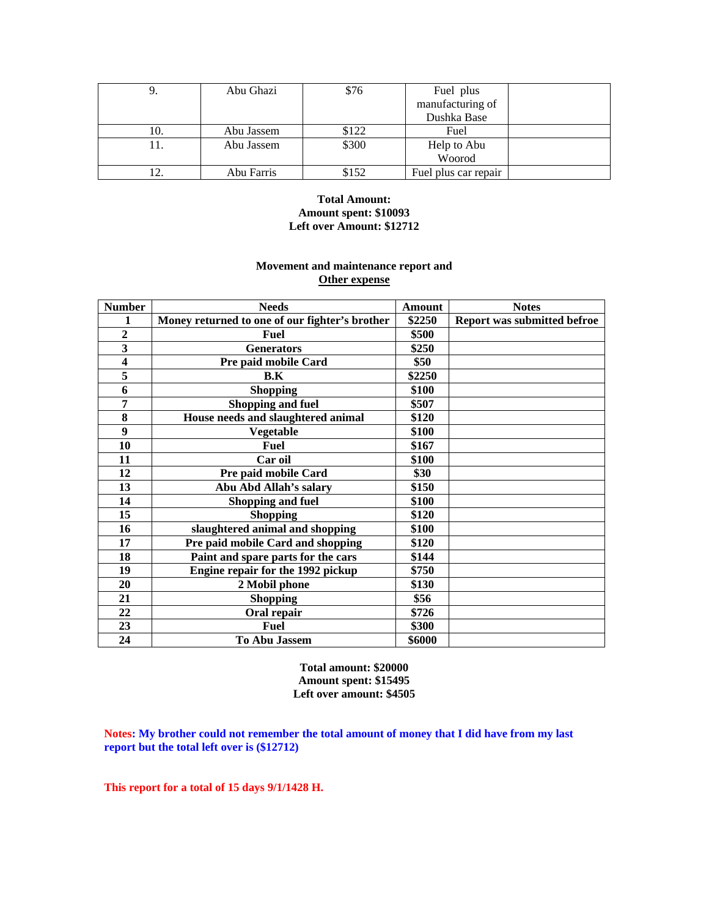| | | | | |
|---|---|---|---|---|
| 9. | Abu Ghazi | $76 | Fuel plus manufacturing of Dushka Base | |
| 10. | Abu Jassem | $122 | Fuel | |
| 11. | Abu Jassem | $300 | Help to Abu Woorod | |
| 12. | Abu Farris | $152 | Fuel plus car repair | |

**Total Amount:**
**Amount spent: $10093**
**Left over Amount: $12712**

**Movement and maintenance report and**
**Other expense**

| Number | Needs | Amount | Notes |
|---|---|---|---|
| 1 | Money returned to one of our fighter's brother | $2250 | Report was submitted befroe |
| 2 | Fuel | $500 | |
| 3 | Generators | $250 | |
| 4 | Pre paid mobile Card | $50 | |
| 5 | B.K | $2250 | |
| 6 | Shopping | $100 | |
| 7 | Shopping and fuel | $507 | |
| 8 | House needs and slaughtered animal | $120 | |
| 9 | Vegetable | $100 | |
| 10 | Fuel | $167 | |
| 11 | Car oil | $100 | |
| 12 | Pre paid mobile Card | $30 | |
| 13 | Abu Abd Allah's salary | $150 | |
| 14 | Shopping and fuel | $100 | |
| 15 | Shopping | $120 | |
| 16 | slaughtered animal and shopping | $100 | |
| 17 | Pre paid mobile Card and shopping | $120 | |
| 18 | Paint and spare parts for the cars | $144 | |
| 19 | Engine repair for the 1992 pickup | $750 | |
| 20 | 2 Mobil phone | $130 | |
| 21 | Shopping | $56 | |
| 22 | Oral repair | $726 | |
| 23 | Fuel | $300 | |
| 24 | To Abu Jassem | $6000 | |

**Total amount: $20000**
**Amount spent: $15495**
**Left over amount: $4505**

**Notes: My brother could not remember the total amount of money that I did have from my last report but the total left over is ($12712)**

**This report for a total of 15 days 9/1/1428 H.**